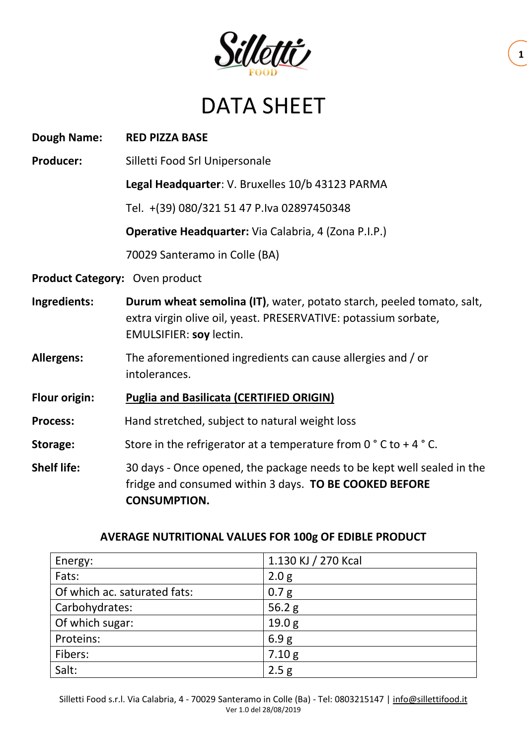# DATA SHEET

**Dough Name:** **RED PIZZA BASE**

**Producer:** Silletti Food Srl Unipersonale

**Legal Headquarter**: V. Bruxelles 10/b 43123 PARMA

Tel. +(39) 080/321 51 47 P.Iva 02897450348

**Operative Headquarter:** Via Calabria, 4 (Zona P.I.P.)

70029 Santeramo in Colle (BA)

**Product Category:** Oven product

**Ingredients:** **Durum wheat semolina (IT)**, water, potato starch, peeled tomato, salt, extra virgin olive oil, yeast. PRESERVATIVE: potassium sorbate, EMULSIFIER: **soy** lectin.

**Allergens:** The aforementioned ingredients can cause allergies and / or intolerances.

**Flour origin:** **Puglia and Basilicata (CERTIFIED ORIGIN)**

**Process:** Hand stretched, subject to natural weight loss

**Storage:** Store in the refrigerator at a temperature from 0 ° C to + 4 ° C.

**Shelf life:** 30 days - Once opened, the package needs to be kept well sealed in the fridge and consumed within 3 days. **TO BE COOKED BEFORE CONSUMPTION.**

**AVERAGE NUTRITIONAL VALUES FOR 100g OF EDIBLE PRODUCT**

| Energy: | 1.130 KJ / 270 Kcal |
|---|---|
| Fats: | 2.0 g |
| Of which ac. saturated fats: | 0.7 g |
| Carbohydrates: | 56.2 g |
| Of which sugar: | 19.0 g |
| Proteins: | 6.9 g |
| Fibers: | 7.10 g |
| Salt: | 2.5 g |

Silletti Food s.r.l. Via Calabria, 4 - 70029 Santeramo in Colle (Ba) - Tel: 0803215147 | info@sillettifood.it
Ver 1.0 del 28/08/2019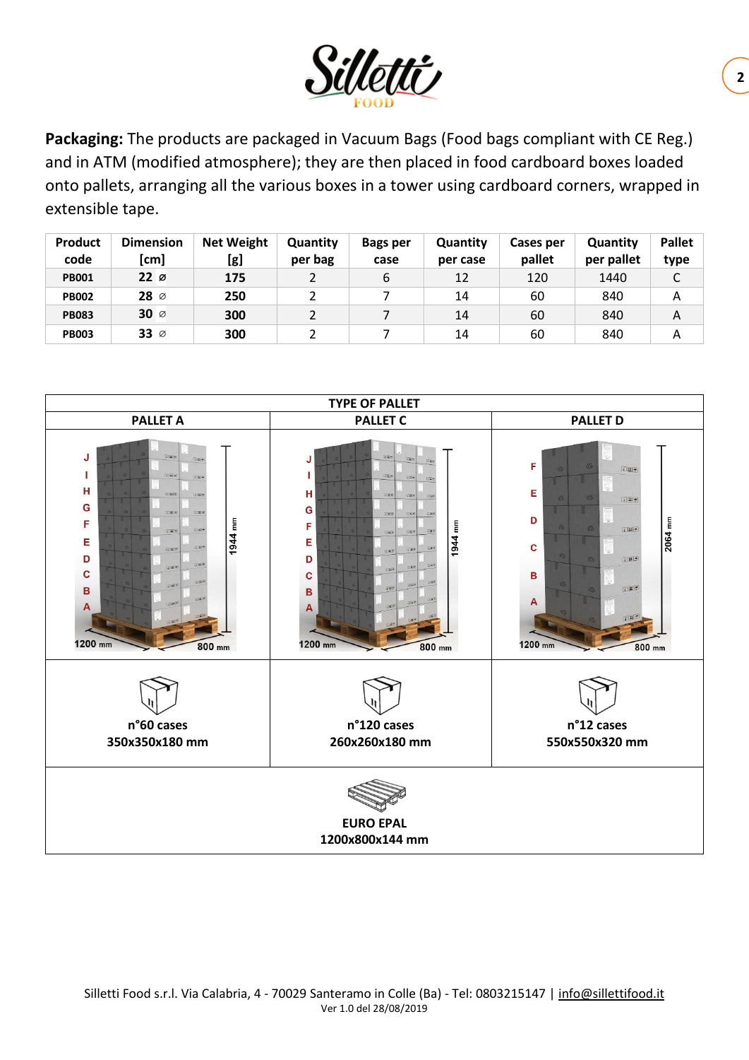**Packaging:** The products are packaged in Vacuum Bags (Food bags compliant with CE Reg.) and in ATM (modified atmosphere); they are then placed in food cardboard boxes loaded onto pallets, arranging all the various boxes in a tower using cardboard corners, wrapped in extensible tape.

| Product code | Dimension [cm] | Net Weight [g] | Quantity per bag | Bags per case | Quantity per case | Cases per pallet | Quantity per pallet | Pallet type |
|---|---|---|---|---|---|---|---|---|
| **PB001** | **22** ⌀ | **175** | 2 | 6 | 12 | 120 | 1440 | C |
| **PB002** | **28** ⌀ | **250** | 2 | 7 | 14 | 60 | 840 | A |
| **PB083** | **30** ⌀ | **300** | 2 | 7 | 14 | 60 | 840 | A |
| **PB003** | **33** ⌀ | **300** | 2 | 7 | 14 | 60 | 840 | A |

| TYPE OF PALLET | | |
|---|---|---|
| **PALLET A** | **PALLET C** | **PALLET D** |
| J I H G F E D C B A — 1944 mm — 1200 mm — 800 mm | J I H G F E D C B A — 1944 mm — 1200 mm — 800 mm | F E D C B A — 2064 mm — 1200 mm — 800 mm |
| **n°60 cases 350x350x180 mm** | **n°120 cases 260x260x180 mm** | **n°12 cases 550x550x320 mm** |
| **EURO EPAL 1200x800x144 mm** | | |

Silletti Food s.r.l. Via Calabria, 4 - 70029 Santeramo in Colle (Ba) - Tel: 0803215147 | info@sillettifood.it
Ver 1.0 del 28/08/2019